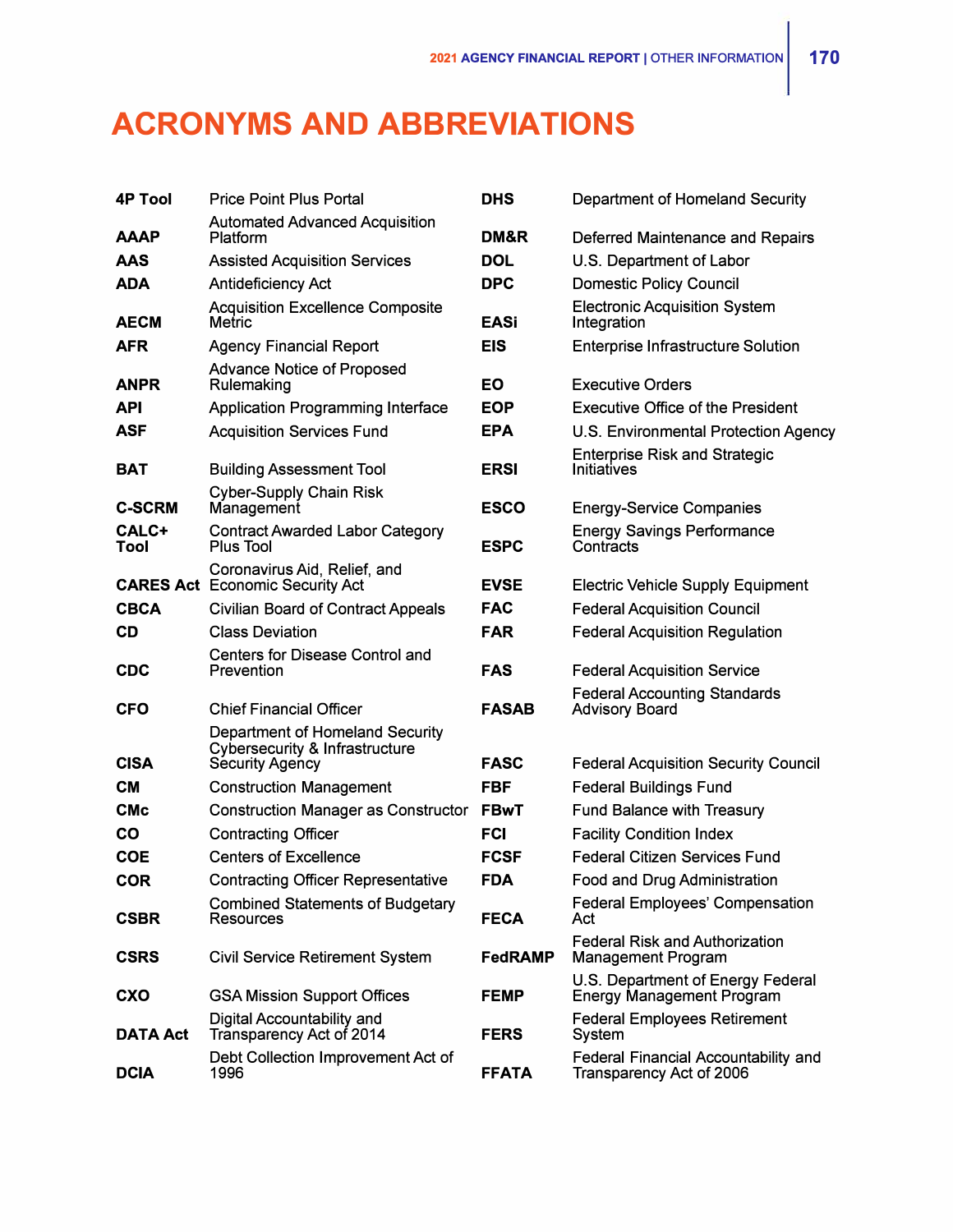# ACRONYMS AND ABBREVIATIONS

| | |
|---|---|
| **4P Tool** | Price Point Plus Portal |
| **AAAP** | Automated Advanced Acquisition Platform |
| **AAS** | Assisted Acquisition Services |
| **ADA** | Antideficiency Act |
| **AECM** | Acquisition Excellence Composite Metric |
| **AFR** | Agency Financial Report |
| **ANPR** | Advance Notice of Proposed Rulemaking |
| **API** | Application Programming Interface |
| **ASF** | Acquisition Services Fund |
| **BAT** | Building Assessment Tool |
| **C-SCRM** | Cyber-Supply Chain Risk Management |
| **CALC+ Tool** | Contract Awarded Labor Category Plus Tool |
| **CARES Act** | Coronavirus Aid, Relief, and Economic Security Act |
| **CBCA** | Civilian Board of Contract Appeals |
| **CD** | Class Deviation |
| **CDC** | Centers for Disease Control and Prevention |
| **CFO** | Chief Financial Officer |
| **CISA** | Department of Homeland Security Cybersecurity & Infrastructure Security Agency |
| **CM** | Construction Management |
| **CMc** | Construction Manager as Constructor |
| **CO** | Contracting Officer |
| **COE** | Centers of Excellence |
| **COR** | Contracting Officer Representative |
| **CSBR** | Combined Statements of Budgetary Resources |
| **CSRS** | Civil Service Retirement System |
| **CXO** | GSA Mission Support Offices |
| **DATA Act** | Digital Accountability and Transparency Act of 2014 |
| **DCIA** | Debt Collection Improvement Act of 1996 |
| **DHS** | Department of Homeland Security |
| **DM&R** | Deferred Maintenance and Repairs |
| **DOL** | U.S. Department of Labor |
| **DPC** | Domestic Policy Council |
| **EASi** | Electronic Acquisition System Integration |
| **EIS** | Enterprise Infrastructure Solution |
| **EO** | Executive Orders |
| **EOP** | Executive Office of the President |
| **EPA** | U.S. Environmental Protection Agency |
| **ERSI** | Enterprise Risk and Strategic Initiatives |
| **ESCO** | Energy-Service Companies |
| **ESPC** | Energy Savings Performance Contracts |
| **EVSE** | Electric Vehicle Supply Equipment |
| **FAC** | Federal Acquisition Council |
| **FAR** | Federal Acquisition Regulation |
| **FAS** | Federal Acquisition Service |
| **FASAB** | Federal Accounting Standards Advisory Board |
| **FASC** | Federal Acquisition Security Council |
| **FBF** | Federal Buildings Fund |
| **FBwT** | Fund Balance with Treasury |
| **FCI** | Facility Condition Index |
| **FCSF** | Federal Citizen Services Fund |
| **FDA** | Food and Drug Administration |
| **FECA** | Federal Employees' Compensation Act |
| **FedRAMP** | Federal Risk and Authorization Management Program |
| **FEMP** | U.S. Department of Energy Federal Energy Management Program |
| **FERS** | Federal Employees Retirement System |
| **FFATA** | Federal Financial Accountability and Transparency Act of 2006 |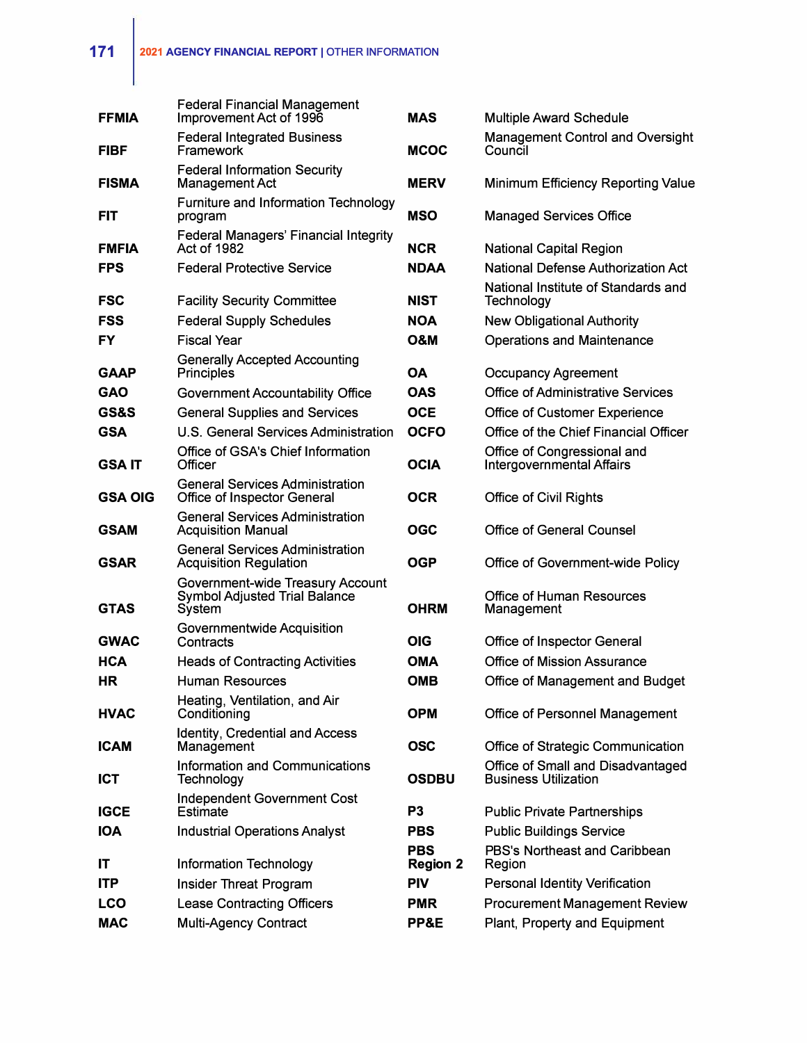| | |
|---|---|
| **FFMIA** | Federal Financial Management Improvement Act of 1996 |
| **FIBF** | Federal Integrated Business Framework |
| **FISMA** | Federal Information Security Management Act |
| **FIT** | Furniture and Information Technology program |
| **FMFIA** | Federal Managers' Financial Integrity Act of 1982 |
| **FPS** | Federal Protective Service |
| **FSC** | Facility Security Committee |
| **FSS** | Federal Supply Schedules |
| **FY** | Fiscal Year |
| **GAAP** | Generally Accepted Accounting Principles |
| **GAO** | Government Accountability Office |
| **GS&S** | General Supplies and Services |
| **GSA** | U.S. General Services Administration |
| **GSA IT** | Office of GSA's Chief Information Officer |
| **GSA OIG** | General Services Administration Office of Inspector General |
| **GSAM** | General Services Administration Acquisition Manual |
| **GSAR** | General Services Administration Acquisition Regulation |
| **GTAS** | Government-wide Treasury Account Symbol Adjusted Trial Balance System |
| **GWAC** | Governmentwide Acquisition Contracts |
| **HCA** | Heads of Contracting Activities |
| **HR** | Human Resources |
| **HVAC** | Heating, Ventilation, and Air Conditioning |
| **ICAM** | Identity, Credential and Access Management |
| **ICT** | Information and Communications Technology |
| **IGCE** | Independent Government Cost Estimate |
| **IOA** | Industrial Operations Analyst |
| **IT** | Information Technology |
| **ITP** | Insider Threat Program |
| **LCO** | Lease Contracting Officers |
| **MAC** | Multi-Agency Contract |
| **MAS** | Multiple Award Schedule |
| **MCOC** | Management Control and Oversight Council |
| **MERV** | Minimum Efficiency Reporting Value |
| **MSO** | Managed Services Office |
| **NCR** | National Capital Region |
| **NDAA** | National Defense Authorization Act |
| **NIST** | National Institute of Standards and Technology |
| **NOA** | New Obligational Authority |
| **O&M** | Operations and Maintenance |
| **OA** | Occupancy Agreement |
| **OAS** | Office of Administrative Services |
| **OCE** | Office of Customer Experience |
| **OCFO** | Office of the Chief Financial Officer |
| **OCIA** | Office of Congressional and Intergovernmental Affairs |
| **OCR** | Office of Civil Rights |
| **OGC** | Office of General Counsel |
| **OGP** | Office of Government-wide Policy |
| **OHRM** | Office of Human Resources Management |
| **OIG** | Office of Inspector General |
| **OMA** | Office of Mission Assurance |
| **OMB** | Office of Management and Budget |
| **OPM** | Office of Personnel Management |
| **OSC** | Office of Strategic Communication |
| **OSDBU** | Office of Small and Disadvantaged Business Utilization |
| **P3** | Public Private Partnerships |
| **PBS** | Public Buildings Service |
| **PBS Region 2** | PBS's Northeast and Caribbean Region |
| **PIV** | Personal Identity Verification |
| **PMR** | Procurement Management Review |
| **PP&E** | Plant, Property and Equipment |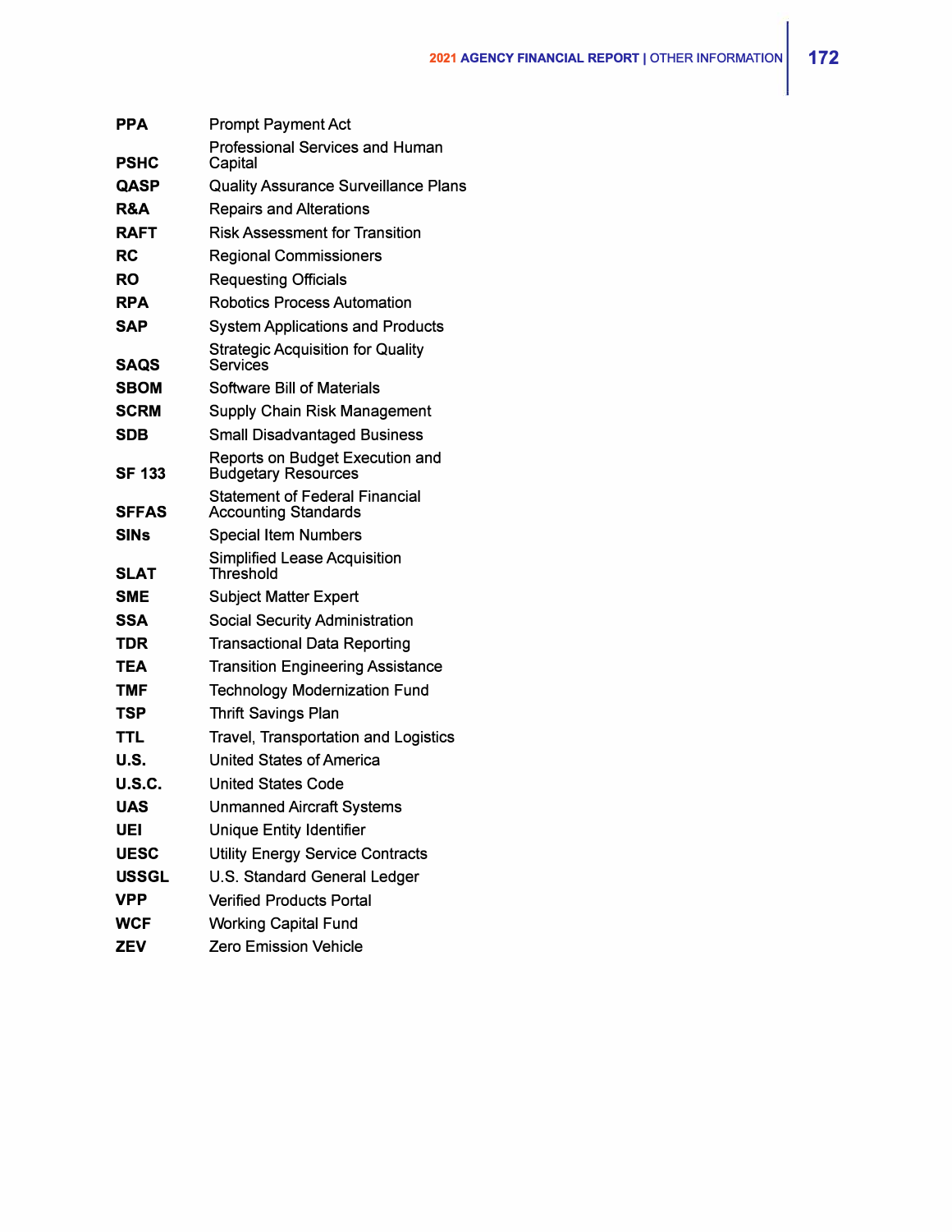| | |
|---|---|
| **PPA** | Prompt Payment Act |
| **PSHC** | Professional Services and Human Capital |
| **QASP** | Quality Assurance Surveillance Plans |
| **R&A** | Repairs and Alterations |
| **RAFT** | Risk Assessment for Transition |
| **RC** | Regional Commissioners |
| **RO** | Requesting Officials |
| **RPA** | Robotics Process Automation |
| **SAP** | System Applications and Products |
| **SAQS** | Strategic Acquisition for Quality Services |
| **SBOM** | Software Bill of Materials |
| **SCRM** | Supply Chain Risk Management |
| **SDB** | Small Disadvantaged Business |
| **SF 133** | Reports on Budget Execution and Budgetary Resources |
| **SFFAS** | Statement of Federal Financial Accounting Standards |
| **SINs** | Special Item Numbers |
| **SLAT** | Simplified Lease Acquisition Threshold |
| **SME** | Subject Matter Expert |
| **SSA** | Social Security Administration |
| **TDR** | Transactional Data Reporting |
| **TEA** | Transition Engineering Assistance |
| **TMF** | Technology Modernization Fund |
| **TSP** | Thrift Savings Plan |
| **TTL** | Travel, Transportation and Logistics |
| **U.S.** | United States of America |
| **U.S.C.** | United States Code |
| **UAS** | Unmanned Aircraft Systems |
| **UEI** | Unique Entity Identifier |
| **UESC** | Utility Energy Service Contracts |
| **USSGL** | U.S. Standard General Ledger |
| **VPP** | Verified Products Portal |
| **WCF** | Working Capital Fund |
| **ZEV** | Zero Emission Vehicle |